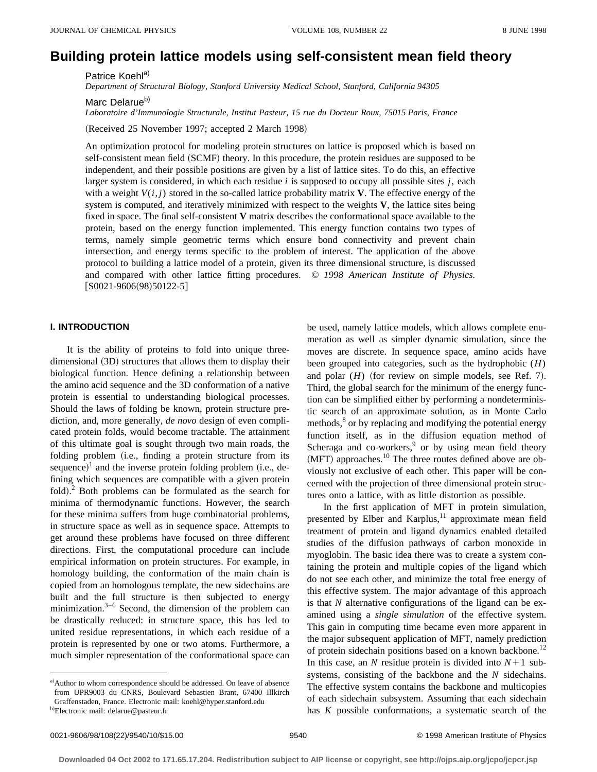# Building protein lattice models using self-consistent mean field theory

Patrice Koehl[a)]
*Department of Structural Biology, Stanford University Medical School, Stanford, California 94305*

Marc Delarue[b)]
*Laboratoire d'Immunologie Structurale, Institut Pasteur, 15 rue du Docteur Roux, 75015 Paris, France*

(Received 25 November 1997; accepted 2 March 1998)

An optimization protocol for modeling protein structures on lattice is proposed which is based on self-consistent mean field (SCMF) theory. In this procedure, the protein residues are supposed to be independent, and their possible positions are given by a list of lattice sites. To do this, an effective larger system is considered, in which each residue $i$ is supposed to occupy all possible sites $j$, each with a weight $V(i,j)$ stored in the so-called lattice probability matrix **V**. The effective energy of the system is computed, and iteratively minimized with respect to the weights **V**, the lattice sites being fixed in space. The final self-consistent **V** matrix describes the conformational space available to the protein, based on the energy function implemented. This energy function contains two types of terms, namely simple geometric terms which ensure bond connectivity and prevent chain intersection, and energy terms specific to the problem of interest. The application of the above protocol to building a lattice model of a protein, given its three dimensional structure, is discussed and compared with other lattice fitting procedures. © *1998 American Institute of Physics.* [S0021-9606(98)50122-5]

## I. INTRODUCTION

It is the ability of proteins to fold into unique three-dimensional (3D) structures that allows them to display their biological function. Hence defining a relationship between the amino acid sequence and the 3D conformation of a native protein is essential to understanding biological processes. Should the laws of folding be known, protein structure prediction, and, more generally, *de novo* design of even complicated protein folds, would become tractable. The attainment of this ultimate goal is sought through two main roads, the folding problem (i.e., finding a protein structure from its sequence)[1] and the inverse protein folding problem (i.e., defining which sequences are compatible with a given protein fold).[2] Both problems can be formulated as the search for minima of thermodynamic functions. However, the search for these minima suffers from huge combinatorial problems, in structure space as well as in sequence space. Attempts to get around these problems have focused on three different directions. First, the computational procedure can include empirical information on protein structures. For example, in homology building, the conformation of the main chain is copied from an homologous template, the new sidechains are built and the full structure is then subjected to energy minimization.[3–6] Second, the dimension of the problem can be drastically reduced: in structure space, this has led to united residue representations, in which each residue of a protein is represented by one or two atoms. Furthermore, a much simpler representation of the conformational space can be used, namely lattice models, which allows complete enumeration as well as simpler dynamic simulation, since the moves are discrete. In sequence space, amino acids have been grouped into categories, such as the hydrophobic ($H$) and polar ($H$) (for review on simple models, see Ref. 7). Third, the global search for the minimum of the energy function can be simplified either by performing a nondeterministic search of an approximate solution, as in Monte Carlo methods,[8] or by replacing and modifying the potential energy function itself, as in the diffusion equation method of Scheraga and co-workers,[9] or by using mean field theory (MFT) approaches.[10] The three routes defined above are obviously not exclusive of each other. This paper will be concerned with the projection of three dimensional protein structures onto a lattice, with as little distortion as possible.

In the first application of MFT in protein simulation, presented by Elber and Karplus,[11] approximate mean field treatment of protein and ligand dynamics enabled detailed studies of the diffusion pathways of carbon monoxide in myoglobin. The basic idea there was to create a system containing the protein and multiple copies of the ligand which do not see each other, and minimize the total free energy of this effective system. The major advantage of this approach is that $N$ alternative configurations of the ligand can be examined using a *single simulation* of the effective system. This gain in computing time became even more apparent in the major subsequent application of MFT, namely prediction of protein sidechain positions based on a known backbone.[12] In this case, an $N$ residue protein is divided into $N+1$ subsystems, consisting of the backbone and the $N$ sidechains. The effective system contains the backbone and multicopies of each sidechain subsystem. Assuming that each sidechain has $K$ possible conformations, a systematic search of the

---

[a)]Author to whom correspondence should be addressed. On leave of absence from UPR9003 du CNRS, Boulevard Sebastien Brant, 67400 Illkirch Graffenstaden, France. Electronic mail: koehl@hyper.stanford.edu

[b)]Electronic mail: delarue@pasteur.fr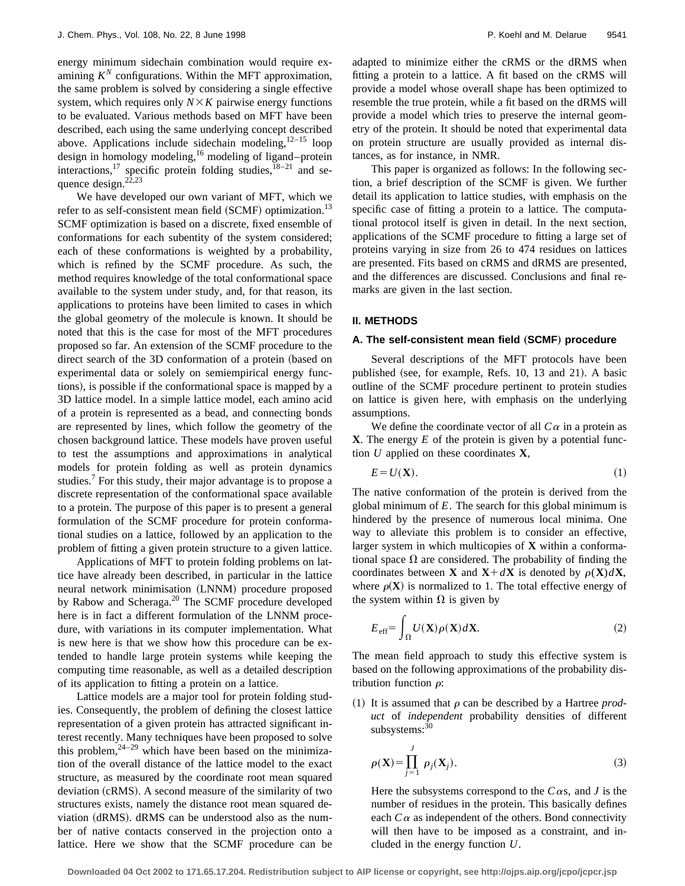energy minimum sidechain combination would require examining $K^N$ configurations. Within the MFT approximation, the same problem is solved by considering a single effective system, which requires only $N \times K$ pairwise energy functions to be evaluated. Various methods based on MFT have been described, each using the same underlying concept described above. Applications include sidechain modeling,[12–15] loop design in homology modeling,[16] modeling of ligand–protein interactions,[17] specific protein folding studies,[18–21] and sequence design.[22,23]

We have developed our own variant of MFT, which we refer to as self-consistent mean field (SCMF) optimization.[13] SCMF optimization is based on a discrete, fixed ensemble of conformations for each subentity of the system considered; each of these conformations is weighted by a probability, which is refined by the SCMF procedure. As such, the method requires knowledge of the total conformational space available to the system under study, and, for that reason, its applications to proteins have been limited to cases in which the global geometry of the molecule is known. It should be noted that this is the case for most of the MFT procedures proposed so far. An extension of the SCMF procedure to the direct search of the 3D conformation of a protein (based on experimental data or solely on semiempirical energy functions), is possible if the conformational space is mapped by a 3D lattice model. In a simple lattice model, each amino acid of a protein is represented as a bead, and connecting bonds are represented by lines, which follow the geometry of the chosen background lattice. These models have proven useful to test the assumptions and approximations in analytical models for protein folding as well as protein dynamics studies.[7] For this study, their major advantage is to propose a discrete representation of the conformational space available to a protein. The purpose of this paper is to present a general formulation of the SCMF procedure for protein conformational studies on a lattice, followed by an application to the problem of fitting a given protein structure to a given lattice.

Applications of MFT to protein folding problems on lattice have already been described, in particular in the lattice neural network minimisation (LNNM) procedure proposed by Rabow and Scheraga.[20] The SCMF procedure developed here is in fact a different formulation of the LNNM procedure, with variations in its computer implementation. What is new here is that we show how this procedure can be extended to handle large protein systems while keeping the computing time reasonable, as well as a detailed description of its application to fitting a protein on a lattice.

Lattice models are a major tool for protein folding studies. Consequently, the problem of defining the closest lattice representation of a given protein has attracted significant interest recently. Many techniques have been proposed to solve this problem,[24–29] which have been based on the minimization of the overall distance of the lattice model to the exact structure, as measured by the coordinate root mean squared deviation (cRMS). A second measure of the similarity of two structures exists, namely the distance root mean squared deviation (dRMS). dRMS can be understood also as the number of native contacts conserved in the projection onto a lattice. Here we show that the SCMF procedure can be adapted to minimize either the cRMS or the dRMS when fitting a protein to a lattice. A fit based on the cRMS will provide a model whose overall shape has been optimized to resemble the true protein, while a fit based on the dRMS will provide a model which tries to preserve the internal geometry of the protein. It should be noted that experimental data on protein structure are usually provided as internal distances, as for instance, in NMR.

This paper is organized as follows: In the following section, a brief description of the SCMF is given. We further detail its application to lattice studies, with emphasis on the specific case of fitting a protein to a lattice. The computational protocol itself is given in detail. In the next section, applications of the SCMF procedure to fitting a large set of proteins varying in size from 26 to 474 residues on lattices are presented. Fits based on cRMS and dRMS are presented, and the differences are discussed. Conclusions and final remarks are given in the last section.

## II. METHODS

### A. The self-consistent mean field (SCMF) procedure

Several descriptions of the MFT protocols have been published (see, for example, Refs. 10, 13 and 21). A basic outline of the SCMF procedure pertinent to protein studies on lattice is given here, with emphasis on the underlying assumptions.

We define the coordinate vector of all $C\alpha$ in a protein as $\mathbf{X}$. The energy $E$ of the protein is given by a potential function $U$ applied on these coordinates $\mathbf{X}$,

$$E = U(\mathbf{X}). \tag{1}$$

The native conformation of the protein is derived from the global minimum of $E$. The search for this global minimum is hindered by the presence of numerous local minima. One way to alleviate this problem is to consider an effective, larger system in which multicopies of $\mathbf{X}$ within a conformational space $\Omega$ are considered. The probability of finding the coordinates between $\mathbf{X}$ and $\mathbf{X}+d\mathbf{X}$ is denoted by $\rho(\mathbf{X})d\mathbf{X}$, where $\rho(\mathbf{X})$ is normalized to 1. The total effective energy of the system within $\Omega$ is given by

$$E_{\text{eff}} = \int_{\Omega} U(\mathbf{X}) \rho(\mathbf{X}) d\mathbf{X}. \tag{2}$$

The mean field approach to study this effective system is based on the following approximations of the probability distribution function $\rho$:

(1) It is assumed that $\rho$ can be described by a Hartree *product* of *independent* probability densities of different subsystems:[30]

$$\rho(\mathbf{X}) = \prod_{j=1}^{J} \rho_j(\mathbf{X}_j). \tag{3}$$

Here the subsystems correspond to the $C\alpha$s, and $J$ is the number of residues in the protein. This basically defines each $C\alpha$ as independent of the others. Bond connectivity will then have to be imposed as a constraint, and included in the energy function $U$.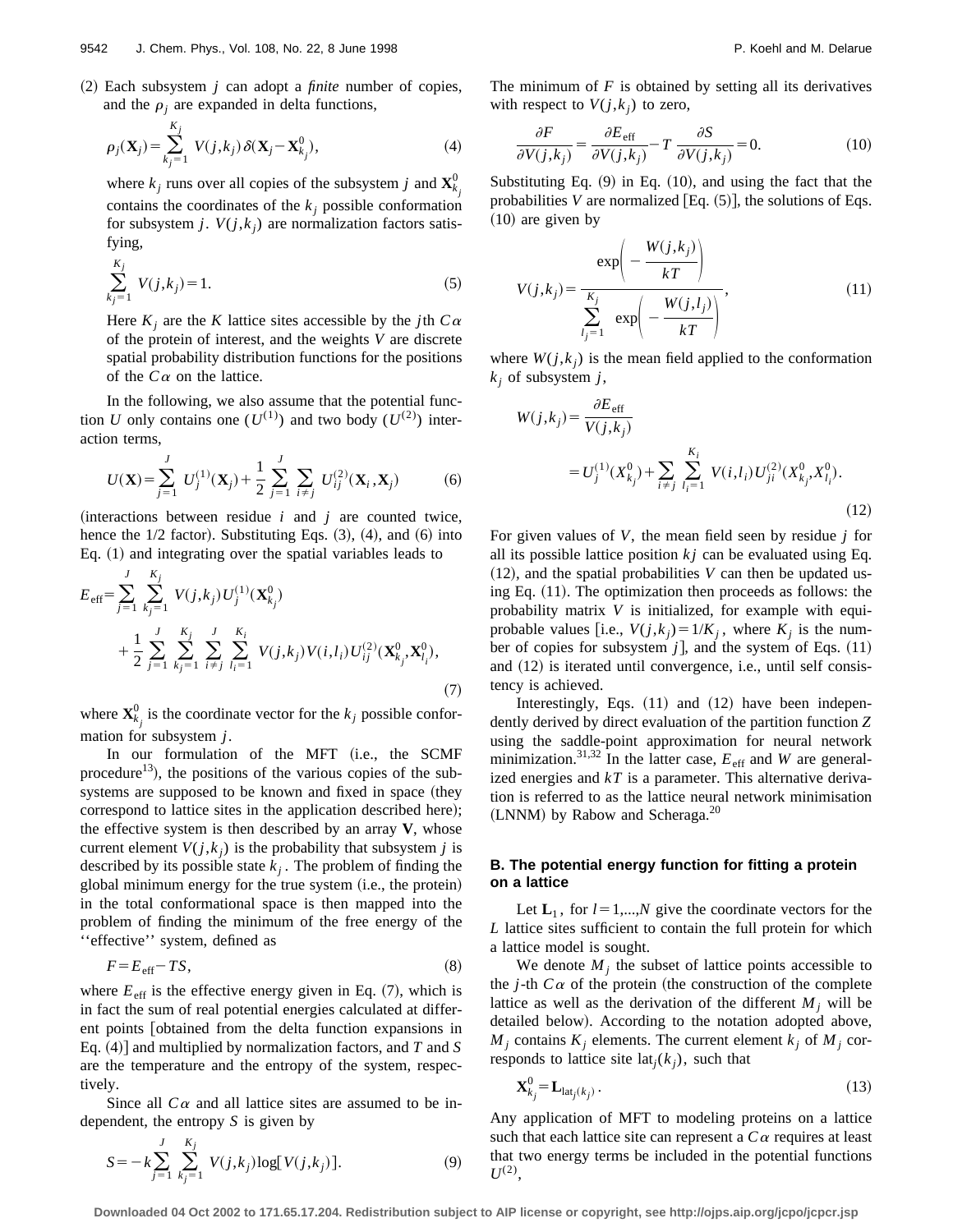(2) Each subsystem $j$ can adopt a *finite* number of copies, and the $\rho_j$ are expanded in delta functions,

$$\rho_j(\mathbf{X}_j) = \sum_{k_j=1}^{K_j} V(j,k_j)\,\delta(\mathbf{X}_j - \mathbf{X}^0_{k_j}), \tag{4}$$

where $k_j$ runs over all copies of the subsystem $j$ and $\mathbf{X}^0_{k_j}$ contains the coordinates of the $k_j$ possible conformation for subsystem $j$. $V(j,k_j)$ are normalization factors satisfying,

$$\sum_{k_j=1}^{K_j} V(j,k_j) = 1. \tag{5}$$

Here $K_j$ are the $K$ lattice sites accessible by the $j$th $C\alpha$ of the protein of interest, and the weights $V$ are discrete spatial probability distribution functions for the positions of the $C\alpha$ on the lattice.

In the following, we also assume that the potential function $U$ only contains one ($U^{(1)}$) and two body ($U^{(2)}$) interaction terms,

$$U(\mathbf{X}) = \sum_{j=1}^{J} U^{(1)}_j(\mathbf{X}_j) + \frac{1}{2}\sum_{j=1}^{J}\sum_{i\neq j} U^{(2)}_{ij}(\mathbf{X}_i,\mathbf{X}_j) \tag{6}$$

(interactions between residue $i$ and $j$ are counted twice, hence the 1/2 factor). Substituting Eqs. (3), (4), and (6) into Eq. (1) and integrating over the spatial variables leads to

$$E_{\text{eff}} = \sum_{j=1}^{J}\sum_{k_j=1}^{K_j} V(j,k_j)\,U^{(1)}_j(\mathbf{X}^0_{k_j}) + \frac{1}{2}\sum_{j=1}^{J}\sum_{k_j=1}^{K_j}\sum_{i\neq j}^{J}\sum_{l_i=1}^{K_i} V(j,k_j)V(i,l_i)\,U^{(2)}_{ij}(\mathbf{X}^0_{k_j},\mathbf{X}^0_{l_i}), \tag{7}$$

where $\mathbf{X}^0_{k_j}$ is the coordinate vector for the $k_j$ possible conformation for subsystem $j$.

In our formulation of the MFT (i.e., the SCMF procedure[13]), the positions of the various copies of the subsystems are supposed to be known and fixed in space (they correspond to lattice sites in the application described here); the effective system is then described by an array $\mathbf{V}$, whose current element $V(j,k_j)$ is the probability that subsystem $j$ is described by its possible state $k_j$. The problem of finding the global minimum energy for the true system (i.e., the protein) in the total conformational space is then mapped into the problem of finding the minimum of the free energy of the "effective" system, defined as

$$F = E_{\text{eff}} - TS, \tag{8}$$

where $E_{\text{eff}}$ is the effective energy given in Eq. (7), which is in fact the sum of real potential energies calculated at different points [obtained from the delta function expansions in Eq. (4)] and multiplied by normalization factors, and $T$ and $S$ are the temperature and the entropy of the system, respectively.

Since all $C\alpha$ and all lattice sites are assumed to be independent, the entropy $S$ is given by

$$S = -k\sum_{j=1}^{J}\sum_{k_j=1}^{K_j} V(j,k_j)\log[V(j,k_j)]. \tag{9}$$

The minimum of $F$ is obtained by setting all its derivatives with respect to $V(j,k_j)$ to zero,

$$\frac{\partial F}{\partial V(j,k_j)} = \frac{\partial E_{\text{eff}}}{\partial V(j,k_j)} - T\frac{\partial S}{\partial V(j,k_j)} = 0. \tag{10}$$

Substituting Eq. (9) in Eq. (10), and using the fact that the probabilities $V$ are normalized [Eq. (5)], the solutions of Eqs. (10) are given by

$$V(j,k_j) = \frac{\exp\left(-\dfrac{W(j,k_j)}{kT}\right)}{\displaystyle\sum_{l_j=1}^{K_j}\exp\left(-\dfrac{W(j,l_j)}{kT}\right)}, \tag{11}$$

where $W(j,k_j)$ is the mean field applied to the conformation $k_j$ of subsystem $j$,

$$W(j,k_j) = \frac{\partial E_{\text{eff}}}{V(j,k_j)} = U^{(1)}_j(X^0_{k_j}) + \sum_{i\neq j}\sum_{l_i=1}^{K_i} V(i,l_i)\,U^{(2)}_{ji}(X^0_{k_j},X^0_{l_i}). \tag{12}$$

For given values of $V$, the mean field seen by residue $j$ for all its possible lattice position $kj$ can be evaluated using Eq. (12), and the spatial probabilities $V$ can then be updated using Eq. (11). The optimization then proceeds as follows: the probability matrix $V$ is initialized, for example with equiprobable values [i.e., $V(j,k_j) = 1/K_j$, where $K_j$ is the number of copies for subsystem $j$], and the system of Eqs. (11) and (12) is iterated until convergence, i.e., until self consistency is achieved.

Interestingly, Eqs. (11) and (12) have been independently derived by direct evaluation of the partition function $Z$ using the saddle-point approximation for neural network minimization.[31,32] In the latter case, $E_{\text{eff}}$ and $W$ are generalized energies and $kT$ is a parameter. This alternative derivation is referred to as the lattice neural network minimisation (LNNM) by Rabow and Scheraga.[20]

### B. The potential energy function for fitting a protein on a lattice

Let $\mathbf{L}_1$, for $l = 1,\ldots,N$ give the coordinate vectors for the $L$ lattice sites sufficient to contain the full protein for which a lattice model is sought.

We denote $M_j$ the subset of lattice points accessible to the $j$-th $C\alpha$ of the protein (the construction of the complete lattice as well as the derivation of the different $M_j$ will be detailed below). According to the notation adopted above, $M_j$ contains $K_j$ elements. The current element $k_j$ of $M_j$ corresponds to lattice site $\text{lat}_j(k_j)$, such that

$$\mathbf{X}^0_{k_j} = \mathbf{L}_{\text{lat}_j(k_j)}. \tag{13}$$

Any application of MFT to modeling proteins on a lattice such that each lattice site can represent a $C\alpha$ requires at least that two energy terms be included in the potential functions $U^{(2)}$,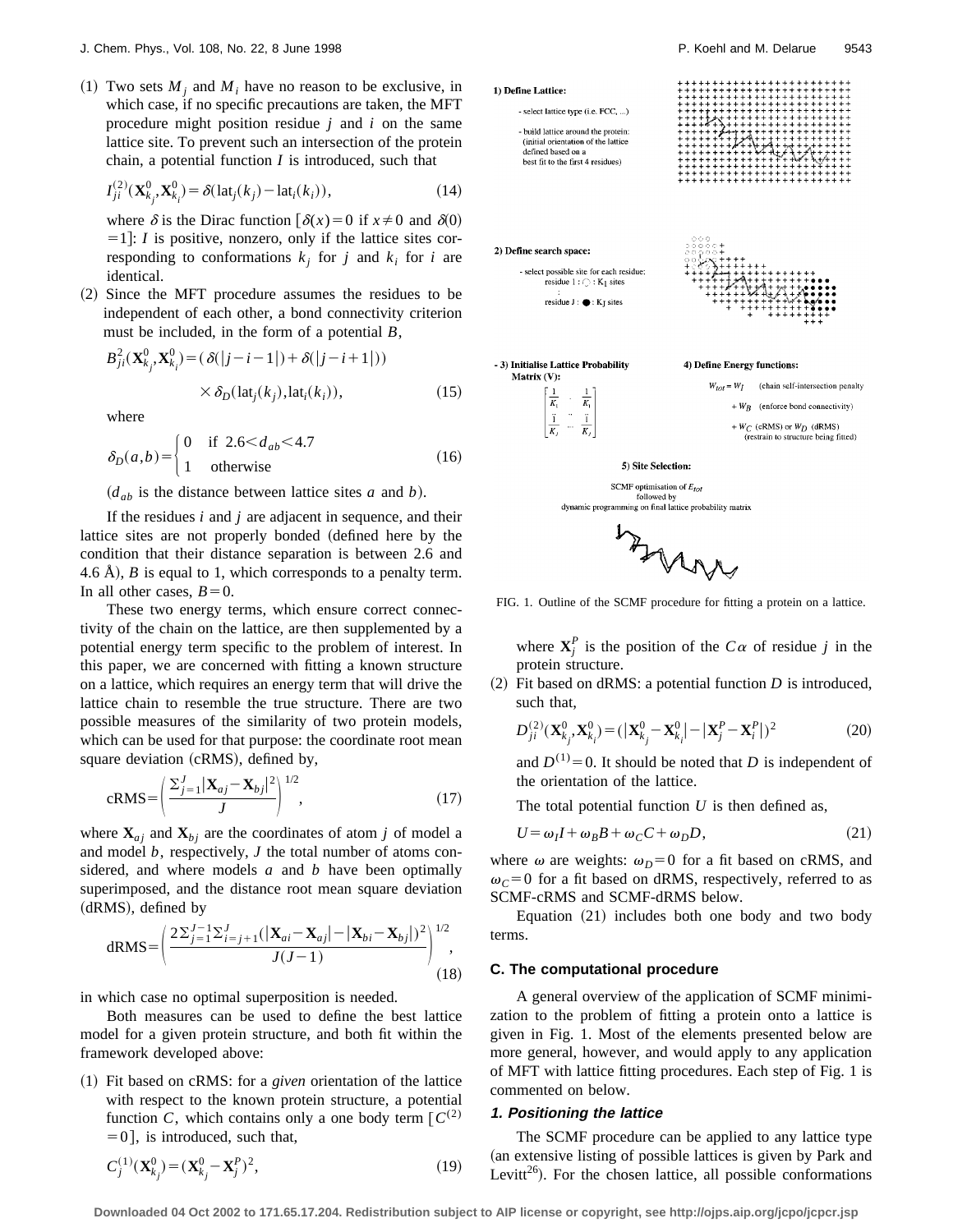(1) Two sets $M_j$ and $M_i$ have no reason to be exclusive, in which case, if no specific precautions are taken, the MFT procedure might position residue $j$ and $i$ on the same lattice site. To prevent such an intersection of the protein chain, a potential function $I$ is introduced, such that

$$I_{ji}^{(2)}(\mathbf{X}_{k_j}^0, \mathbf{X}_{k_i}^0) = \delta(\mathrm{lat}_j(k_j) - \mathrm{lat}_i(k_i)), \tag{14}$$

where $\delta$ is the Dirac function [$\delta(x)=0$ if $x \neq 0$ and $\delta(0)=1$]: $I$ is positive, nonzero, only if the lattice sites corresponding to conformations $k_j$ for $j$ and $k_i$ for $i$ are identical.

(2) Since the MFT procedure assumes the residues to be independent of each other, a bond connectivity criterion must be included, in the form of a potential $B$,

$$B_{ji}^2(\mathbf{X}_{k_j}^0, \mathbf{X}_{k_i}^0) = (\delta(|j-i-1|) + \delta(|j-i+1|)) \times \delta_D(\mathrm{lat}_j(k_j), \mathrm{lat}_i(k_i)), \tag{15}$$

where

$$\delta_D(a,b) = \begin{cases} 0 & \text{if } 2.6 < d_{ab} < 4.7 \\ 1 & \text{otherwise} \end{cases} \tag{16}$$

($d_{ab}$ is the distance between lattice sites $a$ and $b$).

If the residues $i$ and $j$ are adjacent in sequence, and their lattice sites are not properly bonded (defined here by the condition that their distance separation is between 2.6 and 4.6 Å), $B$ is equal to 1, which corresponds to a penalty term. In all other cases, $B=0$.

These two energy terms, which ensure correct connectivity of the chain on the lattice, are then supplemented by a potential energy term specific to the problem of interest. In this paper, we are concerned with fitting a known structure on a lattice, which requires an energy term that will drive the lattice chain to resemble the true structure. There are two possible measures of the similarity of two protein models, which can be used for that purpose: the coordinate root mean square deviation (cRMS), defined by,

$$\mathrm{cRMS} = \left( \frac{\sum_{j=1}^{J} |\mathbf{X}_{aj} - \mathbf{X}_{bj}|^2}{J} \right)^{1/2}, \tag{17}$$

where $\mathbf{X}_{aj}$ and $\mathbf{X}_{bj}$ are the coordinates of atom $j$ of model $a$ and model $b$, respectively, $J$ the total number of atoms considered, and where models $a$ and $b$ have been optimally superimposed, and the distance root mean square deviation (dRMS), defined by

$$\mathrm{dRMS} = \left( \frac{2 \sum_{j=1}^{J-1} \sum_{i=j+1}^{J} (|\mathbf{X}_{ai} - \mathbf{X}_{aj}| - |\mathbf{X}_{bi} - \mathbf{X}_{bj}|)^2}{J(J-1)} \right)^{1/2}, \tag{18}$$

in which case no optimal superposition is needed.

Both measures can be used to define the best lattice model for a given protein structure, and both fit within the framework developed above:

(1) Fit based on cRMS: for a *given* orientation of the lattice with respect to the known protein structure, a potential function $C$, which contains only a one body term [$C^{(2)}=0$], is introduced, such that,

$$C_j^{(1)}(\mathbf{X}_{k_j}^0) = (\mathbf{X}_{k_j}^0 - \mathbf{X}_j^P)^2, \tag{19}$$

where $\mathbf{X}_j^P$ is the position of the $C\alpha$ of residue $j$ in the protein structure.

(2) Fit based on dRMS: a potential function $D$ is introduced, such that,

$$D_{ji}^{(2)}(\mathbf{X}_{k_j}^0, \mathbf{X}_{k_i}^0) = (|\mathbf{X}_{k_j}^0 - \mathbf{X}_{k_i}^0| - |\mathbf{X}_j^P - \mathbf{X}_i^P|)^2 \tag{20}$$

and $D^{(1)}=0$. It should be noted that $D$ is independent of the orientation of the lattice.

The total potential function $U$ is then defined as,

$$U = \omega_I I + \omega_B B + \omega_C C + \omega_D D, \tag{21}$$

where $\omega$ are weights: $\omega_D=0$ for a fit based on cRMS, and $\omega_C=0$ for a fit based on dRMS, respectively, referred to as SCMF-cRMS and SCMF-dRMS below.

Equation (21) includes both one body and two body terms.

1) Define Lattice:

- select lattice type (i.e. FCC, ...)

- build lattice around the protein: (initial orientation of the lattice defined based on a best fit to the first 4 residues)

2) Define search space:

- select possible site for each residue:
residue 1 : ○ : $K_1$ sites
:
residue J : ● : $K_J$ sites

3) Initialise Lattice Probability Matrix (V):

$$\begin{bmatrix} \frac{1}{K_1} & \cdots & \frac{1}{K_1} \\ \vdots & \ddots & \vdots \\ \frac{1}{K_J} & \cdots & \frac{1}{K_J} \end{bmatrix}$$

4) Define Energy functions:

$W_{tot} = W_I$ (chain self-intersection penalty)
$+ W_B$ (enforce bond connectivity)
$+ W_C$ (cRMS) or $W_D$ (dRMS) (restrain to structure being fitted)

5) Site Selection:

SCMF optimisation of $E_{tot}$ followed by dynamic programming on final lattice probability matrix

FIG. 1. Outline of the SCMF procedure for fitting a protein on a lattice.

### C. The computational procedure

A general overview of the application of SCMF minimization to the problem of fitting a protein onto a lattice is given in Fig. 1. Most of the elements presented below are more general, however, and would apply to any application of MFT with lattice fitting procedures. Each step of Fig. 1 is commented on below.

#### 1. Positioning the lattice

The SCMF procedure can be applied to any lattice type (an extensive listing of possible lattices is given by Park and Levitt[26]). For the chosen lattice, all possible conformations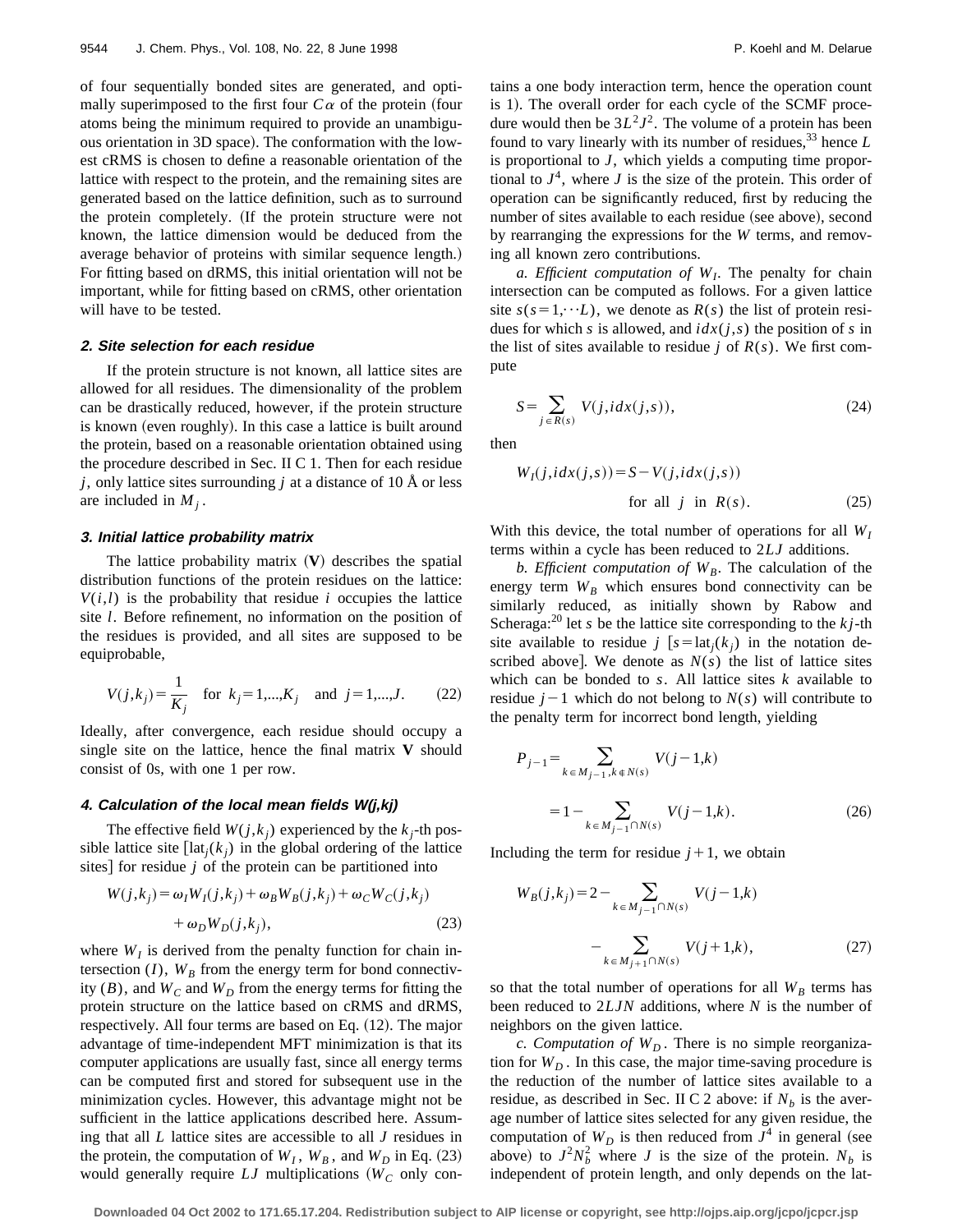of four sequentially bonded sites are generated, and optimally superimposed to the first four $C\alpha$ of the protein (four atoms being the minimum required to provide an unambiguous orientation in 3D space). The conformation with the lowest cRMS is chosen to define a reasonable orientation of the lattice with respect to the protein, and the remaining sites are generated based on the lattice definition, such as to surround the protein completely. (If the protein structure were not known, the lattice dimension would be deduced from the average behavior of proteins with similar sequence length.) For fitting based on dRMS, this initial orientation will not be important, while for fitting based on cRMS, other orientation will have to be tested.

#### 2. Site selection for each residue

If the protein structure is not known, all lattice sites are allowed for all residues. The dimensionality of the problem can be drastically reduced, however, if the protein structure is known (even roughly). In this case a lattice is built around the protein, based on a reasonable orientation obtained using the procedure described in Sec. II C 1. Then for each residue $j$, only lattice sites surrounding $j$ at a distance of 10 Å or less are included in $M_j$.

#### 3. Initial lattice probability matrix

The lattice probability matrix ($\mathbf{V}$) describes the spatial distribution functions of the protein residues on the lattice: $V(i,l)$ is the probability that residue $i$ occupies the lattice site $l$. Before refinement, no information on the position of the residues is provided, and all sites are supposed to be equiprobable,

$$V(j,k_j)=\frac{1}{K_j} \quad \text{for } k_j=1,...,K_j \quad \text{and } j=1,...,J. \tag{22}$$

Ideally, after convergence, each residue should occupy a single site on the lattice, hence the final matrix $\mathbf{V}$ should consist of 0s, with one 1 per row.

#### 4. Calculation of the local mean fields W(j,kj)

The effective field $W(j,k_j)$ experienced by the $k_j$-th possible lattice site [$\text{lat}_j(k_j)$ in the global ordering of the lattice sites] for residue $j$ of the protein can be partitioned into

$$W(j,k_j)=\omega_I W_I(j,k_j)+\omega_B W_B(j,k_j)+\omega_C W_C(j,k_j) + \omega_D W_D(j,k_j), \tag{23}$$

where $W_I$ is derived from the penalty function for chain intersection ($I$), $W_B$ from the energy term for bond connectivity ($B$), and $W_C$ and $W_D$ from the energy terms for fitting the protein structure on the lattice based on cRMS and dRMS, respectively. All four terms are based on Eq. (12). The major advantage of time-independent MFT minimization is that its computer applications are usually fast, since all energy terms can be computed first and stored for subsequent use in the minimization cycles. However, this advantage might not be sufficient in the lattice applications described here. Assuming that all $L$ lattice sites are accessible to all $J$ residues in the protein, the computation of $W_I$, $W_B$, and $W_D$ in Eq. (23) would generally require $LJ$ multiplications ($W_C$ only contains a one body interaction term, hence the operation count is 1). The overall order for each cycle of the SCMF procedure would then be $3L^2J^2$. The volume of a protein has been found to vary linearly with its number of residues,[33] hence $L$ is proportional to $J$, which yields a computing time proportional to $J^4$, where $J$ is the size of the protein. This order of operation can be significantly reduced, first by reducing the number of sites available to each residue (see above), second by rearranging the expressions for the $W$ terms, and removing all known zero contributions.

*a. Efficient computation of $W_I$.* The penalty for chain intersection can be computed as follows. For a given lattice site $s(s=1,\cdots L)$, we denote as $R(s)$ the list of protein residues for which $s$ is allowed, and $idx(j,s)$ the position of $s$ in the list of sites available to residue $j$ of $R(s)$. We first compute

$$S=\sum_{j\in R(s)} V(j,idx(j,s)), \tag{24}$$

then

$$W_I(j,idx(j,s))=S-V(j,idx(j,s)) \quad \text{for all } j \text{ in } R(s). \tag{25}$$

With this device, the total number of operations for all $W_I$ terms within a cycle has been reduced to $2LJ$ additions.

*b. Efficient computation of $W_B$.* The calculation of the energy term $W_B$ which ensures bond connectivity can be similarly reduced, as initially shown by Rabow and Scheraga:[20] let $s$ be the lattice site corresponding to the $kj$-th site available to residue $j$ [$s=\text{lat}_j(k_j)$ in the notation described above]. We denote as $N(s)$ the list of lattice sites which can be bonded to $s$. All lattice sites $k$ available to residue $j-1$ which do not belong to $N(s)$ will contribute to the penalty term for incorrect bond length, yielding

$$\begin{aligned} P_{j-1}&=\sum_{k\in M_{j-1},k\notin N(s)} V(j-1,k) \\ &=1-\sum_{k\in M_{j-1}\cap N(s)} V(j-1,k). \end{aligned} \tag{26}$$

Including the term for residue $j+1$, we obtain

$$\begin{aligned} W_B(j,k_j)=2&-\sum_{k\in M_{j-1}\cap N(s)} V(j-1,k) \\ &-\sum_{k\in M_{j+1}\cap N(s)} V(j+1,k), \end{aligned} \tag{27}$$

so that the total number of operations for all $W_B$ terms has been reduced to $2LJN$ additions, where $N$ is the number of neighbors on the given lattice.

*c. Computation of $W_D$.* There is no simple reorganization for $W_D$. In this case, the major time-saving procedure is the reduction of the number of lattice sites available to a residue, as described in Sec. II C 2 above: if $N_b$ is the average number of lattice sites selected for any given residue, the computation of $W_D$ is then reduced from $J^4$ in general (see above) to $J^2N_b^2$ where $J$ is the size of the protein. $N_b$ is independent of protein length, and only depends on the lat-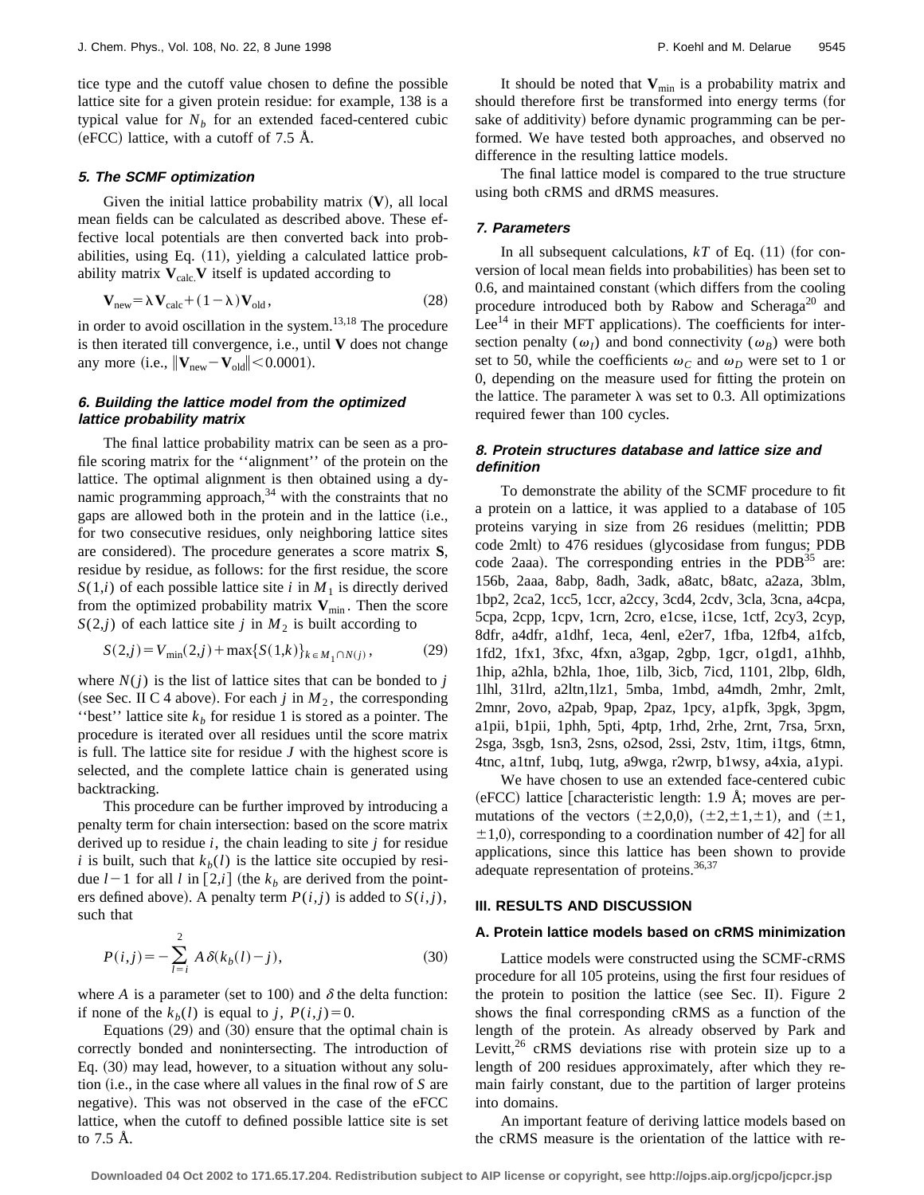tice type and the cutoff value chosen to define the possible lattice site for a given protein residue: for example, 138 is a typical value for $N_b$ for an extended faced-centered cubic (eFCC) lattice, with a cutoff of 7.5 Å.

#### 5. The SCMF optimization

Given the initial lattice probability matrix ($\mathbf{V}$), all local mean fields can be calculated as described above. These effective local potentials are then converted back into probabilities, using Eq. (11), yielding a calculated lattice probability matrix $\mathbf{V}_{\text{calc.}}$ $\mathbf{V}$ itself is updated according to

$$\mathbf{V}_{\text{new}} = \lambda \mathbf{V}_{\text{calc}} + (1-\lambda)\mathbf{V}_{\text{old}}, \tag{28}$$

in order to avoid oscillation in the system.[13,18] The procedure is then iterated till convergence, i.e., until $\mathbf{V}$ does not change any more (i.e., $\|\mathbf{V}_{\text{new}} - \mathbf{V}_{\text{old}}\| < 0.0001$).

#### 6. Building the lattice model from the optimized lattice probability matrix

The final lattice probability matrix can be seen as a profile scoring matrix for the ''alignment'' of the protein on the lattice. The optimal alignment is then obtained using a dynamic programming approach,[34] with the constraints that no gaps are allowed both in the protein and in the lattice (i.e., for two consecutive residues, only neighboring lattice sites are considered). The procedure generates a score matrix $\mathbf{S}$, residue by residue, as follows: for the first residue, the score $S(1,i)$ of each possible lattice site $i$ in $M_1$ is directly derived from the optimized probability matrix $\mathbf{V}_{\min}$. Then the score $S(2,j)$ of each lattice site $j$ in $M_2$ is built according to

$$S(2,j) = V_{\min}(2,j) + \max\{S(1,k)\}_{k \in M_1 \cap N(j)}, \tag{29}$$

where $N(j)$ is the list of lattice sites that can be bonded to $j$ (see Sec. II C 4 above). For each $j$ in $M_2$, the corresponding ''best'' lattice site $k_b$ for residue 1 is stored as a pointer. The procedure is iterated over all residues until the score matrix is full. The lattice site for residue $J$ with the highest score is selected, and the complete lattice chain is generated using backtracking.

This procedure can be further improved by introducing a penalty term for chain intersection: based on the score matrix derived up to residue $i$, the chain leading to site $j$ for residue $i$ is built, such that $k_b(l)$ is the lattice site occupied by residue $l-1$ for all $l$ in $[2,i]$ (the $k_b$ are derived from the pointers defined above). A penalty term $P(i,j)$ is added to $S(i,j)$, such that

$$P(i,j) = -\sum_{l=i}^{2} A\,\delta(k_b(l) - j), \tag{30}$$

where $A$ is a parameter (set to 100) and $\delta$ the delta function: if none of the $k_b(l)$ is equal to $j$, $P(i,j) = 0$.

Equations (29) and (30) ensure that the optimal chain is correctly bonded and nonintersecting. The introduction of Eq. (30) may lead, however, to a situation without any solution (i.e., in the case where all values in the final row of $S$ are negative). This was not observed in the case of the eFCC lattice, when the cutoff to defined possible lattice site is set to 7.5 Å.

It should be noted that $\mathbf{V}_{\min}$ is a probability matrix and should therefore first be transformed into energy terms (for sake of additivity) before dynamic programming can be performed. We have tested both approaches, and observed no difference in the resulting lattice models.

The final lattice model is compared to the true structure using both cRMS and dRMS measures.

#### 7. Parameters

In all subsequent calculations, $kT$ of Eq. (11) (for conversion of local mean fields into probabilities) has been set to 0.6, and maintained constant (which differs from the cooling procedure introduced both by Rabow and Scheraga[20] and Lee[14] in their MFT applications). The coefficients for intersection penalty ($\omega_I$) and bond connectivity ($\omega_B$) were both set to 50, while the coefficients $\omega_C$ and $\omega_D$ were set to 1 or 0, depending on the measure used for fitting the protein on the lattice. The parameter $\lambda$ was set to 0.3. All optimizations required fewer than 100 cycles.

#### 8. Protein structures database and lattice size and definition

To demonstrate the ability of the SCMF procedure to fit a protein on a lattice, it was applied to a database of 105 proteins varying in size from 26 residues (melittin; PDB code 2mlt) to 476 residues (glycosidase from fungus; PDB code 2aaa). The corresponding entries in the PDB[35] are: 156b, 2aaa, 8abp, 8adh, 3adk, a8atc, b8atc, a2aza, 3blm, 1bp2, 2ca2, 1cc5, 1ccr, a2ccy, 3cd4, 2cdv, 3cla, 3cna, a4cpa, 5cpa, 2cpp, 1cpv, 1crn, 2cro, e1cse, i1cse, 1ctf, 2cy3, 2cyp, 8dfr, a4dfr, a1dhf, 1eca, 4enl, e2er7, 1fba, 12fb4, a1fcb, 1fd2, 1fx1, 3fxc, 4fxn, a3gap, 2gbp, 1gcr, o1gd1, a1hhb, 1hip, a2hla, b2hla, 1hoe, 1ilb, 3icb, 7icd, 1101, 2lbp, 6ldh, 1lhl, 31lrd, a2ltn,1lz1, 5mba, 1mbd, a4mdh, 2mhr, 2mlt, 2mnr, 2ovo, a2pab, 9pap, 2paz, 1pcy, a1pfk, 3pgk, 3pgm, a1pii, b1pii, 1phh, 5pti, 4ptp, 1rhd, 2rhe, 2rnt, 7rsa, 5rxn, 2sga, 3sgb, 1sn3, 2sns, o2sod, 2ssi, 2stv, 1tim, i1tgs, 6tmn, 4tnc, a1tnf, 1ubq, 1utg, a9wga, r2wrp, b1wsy, a4xia, a1ypi.

We have chosen to use an extended face-centered cubic (eFCC) lattice [characteristic length: 1.9 Å; moves are permutations of the vectors $(\pm 2,0,0)$, $(\pm 2,\pm 1,\pm 1)$, and $(\pm 1,\pm 1,0)$, corresponding to a coordination number of 42] for all applications, since this lattice has been shown to provide adequate representation of proteins.[36,37]

## III. RESULTS AND DISCUSSION

### A. Protein lattice models based on cRMS minimization

Lattice models were constructed using the SCMF-cRMS procedure for all 105 proteins, using the first four residues of the protein to position the lattice (see Sec. II). Figure 2 shows the final corresponding cRMS as a function of the length of the protein. As already observed by Park and Levitt,[26] cRMS deviations rise with protein size up to a length of 200 residues approximately, after which they remain fairly constant, due to the partition of larger proteins into domains.

An important feature of deriving lattice models based on the cRMS measure is the orientation of the lattice with re-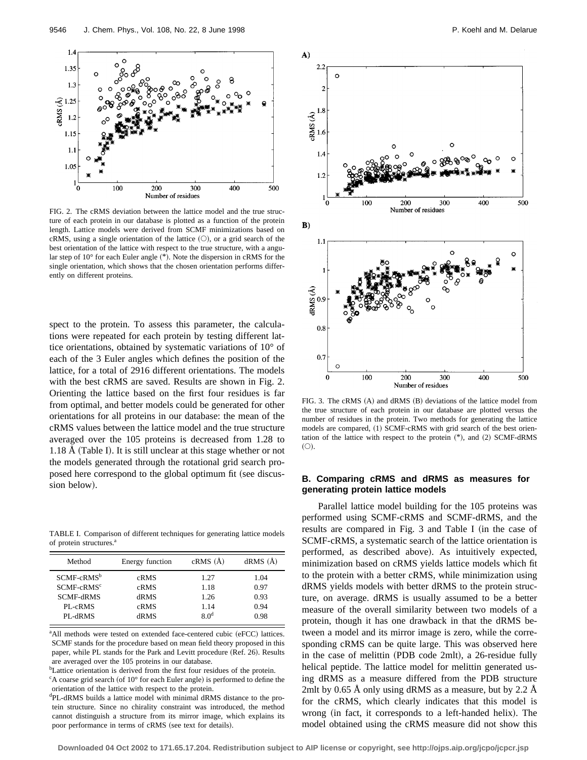FIG. 2. The cRMS deviation between the lattice model and the true structure of each protein in our database is plotted as a function of the protein length. Lattice models were derived from SCMF minimizations based on cRMS, using a single orientation of the lattice (○), or a grid search of the best orientation of the lattice with respect to the true structure, with a angular step of 10° for each Euler angle (*). Note the dispersion in cRMS for the single orientation, which shows that the chosen orientation performs differently on different proteins.

spect to the protein. To assess this parameter, the calculations were repeated for each protein by testing different lattice orientations, obtained by systematic variations of 10° of each of the 3 Euler angles which defines the position of the lattice, for a total of 2916 different orientations. The models with the best cRMS are saved. Results are shown in Fig. 2. Orienting the lattice based on the first four residues is far from optimal, and better models could be generated for other orientations for all proteins in our database: the mean of the cRMS values between the lattice model and the true structure averaged over the 105 proteins is decreased from 1.28 to 1.18 Å (Table I). It is still unclear at this stage whether or not the models generated through the rotational grid search proposed here correspond to the global optimum fit (see discussion below).

TABLE I. Comparison of different techniques for generating lattice models of protein structures.[a]

| Method | Energy function | cRMS (Å) | dRMS (Å) |
|---|---|---|---|
| SCMF-cRMS[b] | cRMS | 1.27 | 1.04 |
| SCMF-cRMS[c] | cRMS | 1.18 | 0.97 |
| SCMF-dRMS | dRMS | 1.26 | 0.93 |
| PL-cRMS | cRMS | 1.14 | 0.94 |
| PL-dRMS | dRMS | 8.0[d] | 0.98 |

[a]All methods were tested on extended face-centered cubic (eFCC) lattices. SCMF stands for the procedure based on mean field theory proposed in this paper, while PL stands for the Park and Levitt procedure (Ref. 26). Results are averaged over the 105 proteins in our database.

[b]Lattice orientation is derived from the first four residues of the protein.

[c]A coarse grid search (of 10° for each Euler angle) is performed to define the orientation of the lattice with respect to the protein.

[d]PL-dRMS builds a lattice model with minimal dRMS distance to the protein structure. Since no chirality constraint was introduced, the method cannot distinguish a structure from its mirror image, which explains its poor performance in terms of cRMS (see text for details).

FIG. 3. The cRMS (A) and dRMS (B) deviations of the lattice model from the true structure of each protein in our database are plotted versus the number of residues in the protein. Two methods for generating the lattice models are compared, (1) SCMF-cRMS with grid search of the best orientation of the lattice with respect to the protein (*), and (2) SCMF-dRMS (○).

### B. Comparing cRMS and dRMS as measures for generating protein lattice models

Parallel lattice model building for the 105 proteins was performed using SCMF-cRMS and SCMF-dRMS, and the results are compared in Fig. 3 and Table I (in the case of SCMF-cRMS, a systematic search of the lattice orientation is performed, as described above). As intuitively expected, minimization based on cRMS yields lattice models which fit to the protein with a better cRMS, while minimization using dRMS yields models with better dRMS to the protein structure, on average. dRMS is usually assumed to be a better measure of the overall similarity between two models of a protein, though it has one drawback in that the dRMS between a model and its mirror image is zero, while the corresponding cRMS can be quite large. This was observed here in the case of melittin (PDB code 2mlt), a 26-residue fully helical peptide. The lattice model for melittin generated using dRMS as a measure differed from the PDB structure 2mlt by 0.65 Å only using dRMS as a measure, but by 2.2 Å for the cRMS, which clearly indicates that this model is wrong (in fact, it corresponds to a left-handed helix). The model obtained using the cRMS measure did not show this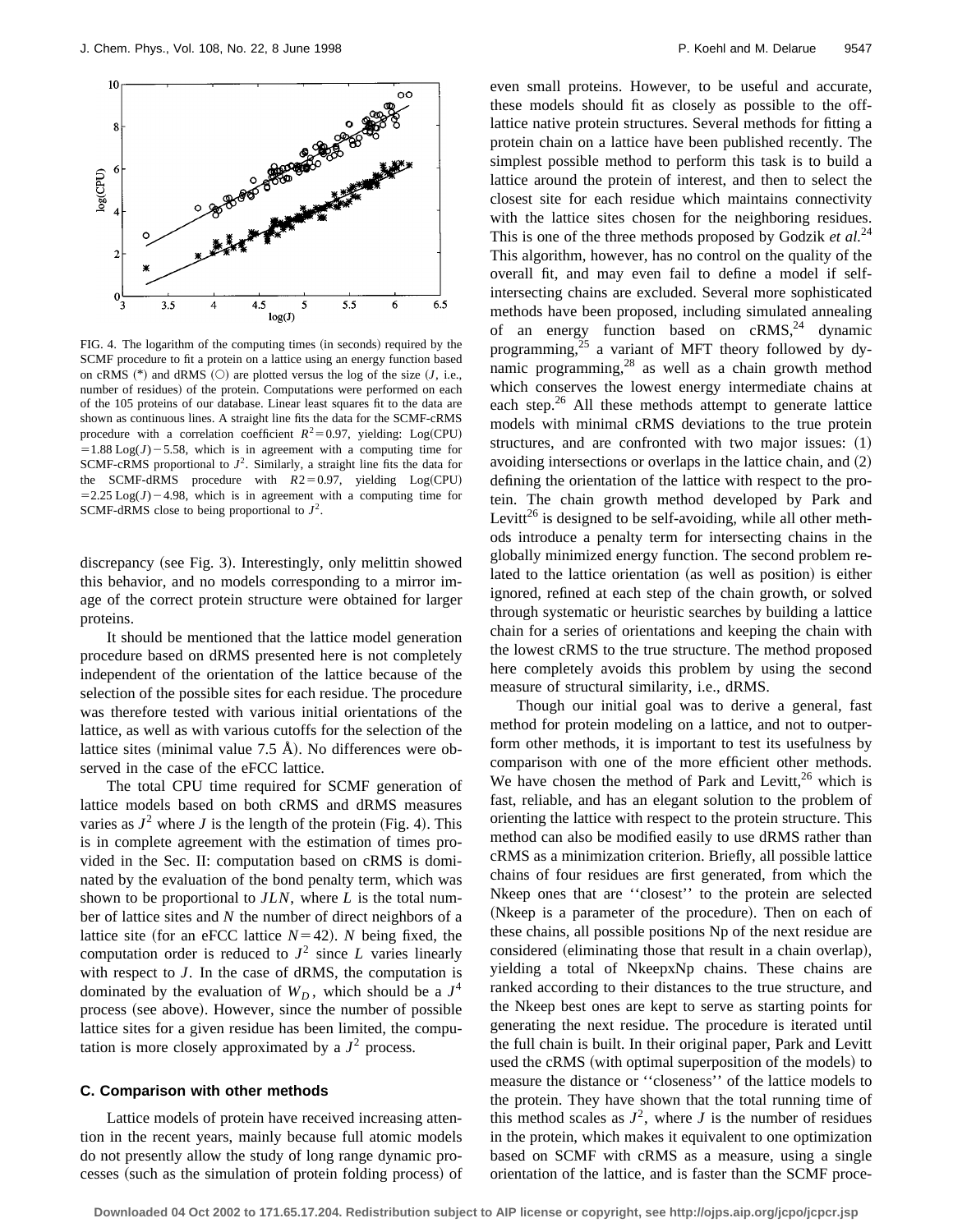FIG. 4. The logarithm of the computing times (in seconds) required by the SCMF procedure to fit a protein on a lattice using an energy function based on cRMS (*) and dRMS (○) are plotted versus the log of the size ($J$, i.e., number of residues) of the protein. Computations were performed on each of the 105 proteins of our database. Linear least squares fit to the data are shown as continuous lines. A straight line fits the data for the SCMF-cRMS procedure with a correlation coefficient $R^2=0.97$, yielding: $\mathrm{Log(CPU)} = 1.88\,\mathrm{Log}(J) - 5.58$, which is in agreement with a computing time for SCMF-cRMS proportional to $J^2$. Similarly, a straight line fits the data for the SCMF-dRMS procedure with $R2=0.97$, yielding $\mathrm{Log(CPU)} = 2.25\,\mathrm{Log}(J) - 4.98$, which is in agreement with a computing time for SCMF-dRMS close to being proportional to $J^2$.

discrepancy (see Fig. 3). Interestingly, only melittin showed this behavior, and no models corresponding to a mirror image of the correct protein structure were obtained for larger proteins.

It should be mentioned that the lattice model generation procedure based on dRMS presented here is not completely independent of the orientation of the lattice because of the selection of the possible sites for each residue. The procedure was therefore tested with various initial orientations of the lattice, as well as with various cutoffs for the selection of the lattice sites (minimal value 7.5 Å). No differences were observed in the case of the eFCC lattice.

The total CPU time required for SCMF generation of lattice models based on both cRMS and dRMS measures varies as $J^2$ where $J$ is the length of the protein (Fig. 4). This is in complete agreement with the estimation of times provided in the Sec. II: computation based on cRMS is dominated by the evaluation of the bond penalty term, which was shown to be proportional to $JLN$, where $L$ is the total number of lattice sites and $N$ the number of direct neighbors of a lattice site (for an eFCC lattice $N=42$). $N$ being fixed, the computation order is reduced to $J^2$ since $L$ varies linearly with respect to $J$. In the case of dRMS, the computation is dominated by the evaluation of $W_D$, which should be a $J^4$ process (see above). However, since the number of possible lattice sites for a given residue has been limited, the computation is more closely approximated by a $J^2$ process.

### C. Comparison with other methods

Lattice models of protein have received increasing attention in the recent years, mainly because full atomic models do not presently allow the study of long range dynamic processes (such as the simulation of protein folding process) of even small proteins. However, to be useful and accurate, these models should fit as closely as possible to the off-lattice native protein structures. Several methods for fitting a protein chain on a lattice have been published recently. The simplest possible method to perform this task is to build a lattice around the protein of interest, and then to select the closest site for each residue which maintains connectivity with the lattice sites chosen for the neighboring residues. This is one of the three methods proposed by Godzik *et al.*[24] This algorithm, however, has no control on the quality of the overall fit, and may even fail to define a model if self-intersecting chains are excluded. Several more sophisticated methods have been proposed, including simulated annealing of an energy function based on cRMS,[24] dynamic programming,[25] a variant of MFT theory followed by dynamic programming,[28] as well as a chain growth method which conserves the lowest energy intermediate chains at each step.[26] All these methods attempt to generate lattice models with minimal cRMS deviations to the true protein structures, and are confronted with two major issues: (1) avoiding intersections or overlaps in the lattice chain, and (2) defining the orientation of the lattice with respect to the protein. The chain growth method developed by Park and Levitt[26] is designed to be self-avoiding, while all other methods introduce a penalty term for intersecting chains in the globally minimized energy function. The second problem related to the lattice orientation (as well as position) is either ignored, refined at each step of the chain growth, or solved through systematic or heuristic searches by building a lattice chain for a series of orientations and keeping the chain with the lowest cRMS to the true structure. The method proposed here completely avoids this problem by using the second measure of structural similarity, i.e., dRMS.

Though our initial goal was to derive a general, fast method for protein modeling on a lattice, and not to outperform other methods, it is important to test its usefulness by comparison with one of the more efficient other methods. We have chosen the method of Park and Levitt,[26] which is fast, reliable, and has an elegant solution to the problem of orienting the lattice with respect to the protein structure. This method can also be modified easily to use dRMS rather than cRMS as a minimization criterion. Briefly, all possible lattice chains of four residues are first generated, from which the Nkeep ones that are ''closest'' to the protein are selected (Nkeep is a parameter of the procedure). Then on each of these chains, all possible positions Np of the next residue are considered (eliminating those that result in a chain overlap), yielding a total of NkeepxNp chains. These chains are ranked according to their distances to the true structure, and the Nkeep best ones are kept to serve as starting points for generating the next residue. The procedure is iterated until the full chain is built. In their original paper, Park and Levitt used the cRMS (with optimal superposition of the models) to measure the distance or ''closeness'' of the lattice models to the protein. They have shown that the total running time of this method scales as $J^2$, where $J$ is the number of residues in the protein, which makes it equivalent to one optimization based on SCMF with cRMS as a measure, using a single orientation of the lattice, and is faster than the SCMF proce-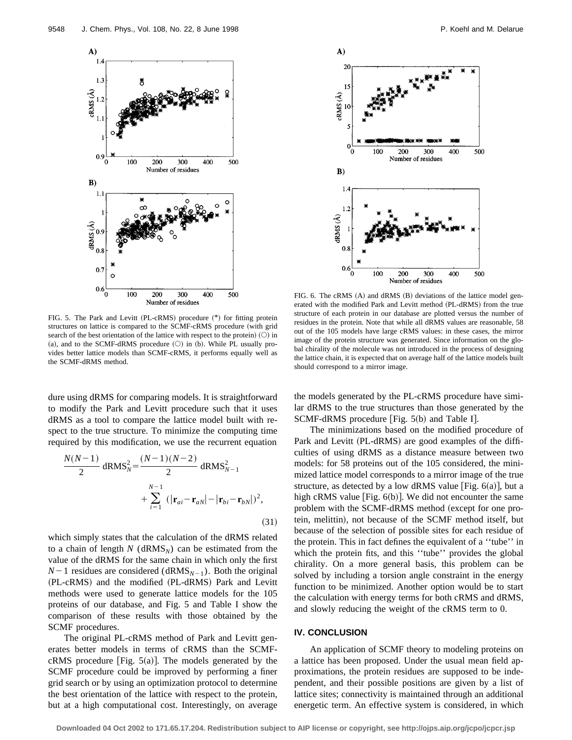FIG. 5. The Park and Levitt (PL-cRMS) procedure (*) for fitting protein structures on lattice is compared to the SCMF-cRMS procedure (with grid search of the best orientation of the lattice with respect to the protein) (○) in (a), and to the SCMF-dRMS procedure (○) in (b). While PL usually provides better lattice models than SCMF-cRMS, it performs equally well as the SCMF-dRMS method.

FIG. 6. The cRMS (A) and dRMS (B) deviations of the lattice model generated with the modified Park and Levitt method (PL-dRMS) from the true structure of each protein in our database are plotted versus the number of residues in the protein. Note that while all dRMS values are reasonable, 58 out of the 105 models have large cRMS values: in these cases, the mirror image of the protein structure was generated. Since information on the global chirality of the molecule was not introduced in the process of designing the lattice chain, it is expected that on average half of the lattice models built should correspond to a mirror image.

dure using dRMS for comparing models. It is straightforward to modify the Park and Levitt procedure such that it uses dRMS as a tool to compare the lattice model built with respect to the true structure. To minimize the computing time required by this modification, we use the recurrent equation

$$\frac{N(N-1)}{2}\,\mathrm{dRMS}_N^2=\frac{(N-1)(N-2)}{2}\,\mathrm{dRMS}_{N-1}^2+\sum_{i=1}^{N-1}\left(|\mathbf{r}_{ai}-\mathbf{r}_{aN}|-|\mathbf{r}_{bi}-\mathbf{r}_{bN}|\right)^2, \tag{31}$$

which simply states that the calculation of the dRMS related to a chain of length $N$ ($\mathrm{dRMS}_N$) can be estimated from the value of the dRMS for the same chain in which only the first $N-1$ residues are considered ($\mathrm{dRMS}_{N-1}$). Both the original (PL-cRMS) and the modified (PL-dRMS) Park and Levitt methods were used to generate lattice models for the 105 proteins of our database, and Fig. 5 and Table I show the comparison of these results with those obtained by the SCMF procedures.

The original PL-cRMS method of Park and Levitt generates better models in terms of cRMS than the SCMF-cRMS procedure [Fig. 5(a)]. The models generated by the SCMF procedure could be improved by performing a finer grid search or by using an optimization protocol to determine the best orientation of the lattice with respect to the protein, but at a high computational cost. Interestingly, on average the models generated by the PL-cRMS procedure have similar dRMS to the true structures than those generated by the SCMF-dRMS procedure [Fig. 5(b) and Table I].

The minimizations based on the modified procedure of Park and Levitt (PL-dRMS) are good examples of the difficulties of using dRMS as a distance measure between two models: for 58 proteins out of the 105 considered, the minimized lattice model corresponds to a mirror image of the true structure, as detected by a low dRMS value [Fig. 6(a)], but a high cRMS value [Fig. 6(b)]. We did not encounter the same problem with the SCMF-dRMS method (except for one protein, melittin), not because of the SCMF method itself, but because of the selection of possible sites for each residue of the protein. This in fact defines the equivalent of a ''tube'' in which the protein fits, and this ''tube'' provides the global chirality. On a more general basis, this problem can be solved by including a torsion angle constraint in the energy function to be minimized. Another option would be to start the calculation with energy terms for both cRMS and dRMS, and slowly reducing the weight of the cRMS term to 0.

## IV. CONCLUSION

An application of SCMF theory to modeling proteins on a lattice has been proposed. Under the usual mean field approximations, the protein residues are supposed to be independent, and their possible positions are given by a list of lattice sites; connectivity is maintained through an additional energetic term. An effective system is considered, in which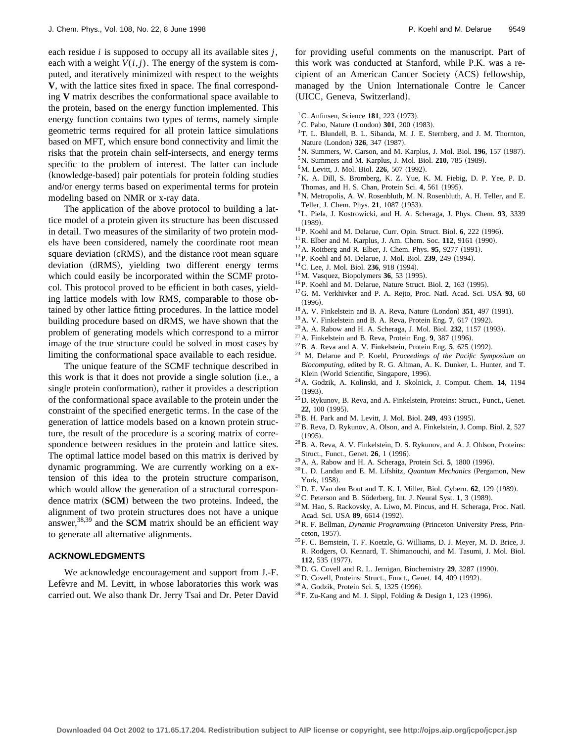each residue $i$ is supposed to occupy all its available sites $j$, each with a weight $V(i,j)$. The energy of the system is computed, and iteratively minimized with respect to the weights **V**, with the lattice sites fixed in space. The final corresponding **V** matrix describes the conformational space available to the protein, based on the energy function implemented. This energy function contains two types of terms, namely simple geometric terms required for all protein lattice simulations based on MFT, which ensure bond connectivity and limit the risks that the protein chain self-intersects, and energy terms specific to the problem of interest. The latter can include (knowledge-based) pair potentials for protein folding studies and/or energy terms based on experimental terms for protein modeling based on NMR or x-ray data.

The application of the above protocol to building a lattice model of a protein given its structure has been discussed in detail. Two measures of the similarity of two protein models have been considered, namely the coordinate root mean square deviation (cRMS), and the distance root mean square deviation (dRMS), yielding two different energy terms which could easily be incorporated within the SCMF protocol. This protocol proved to be efficient in both cases, yielding lattice models with low RMS, comparable to those obtained by other lattice fitting procedures. In the lattice model building procedure based on dRMS, we have shown that the problem of generating models which correspond to a mirror image of the true structure could be solved in most cases by limiting the conformational space available to each residue.

The unique feature of the SCMF technique described in this work is that it does not provide a single solution (i.e., a single protein conformation), rather it provides a description of the conformational space available to the protein under the constraint of the specified energetic terms. In the case of the generation of lattice models based on a known protein structure, the result of the procedure is a scoring matrix of correspondence between residues in the protein and lattice sites. The optimal lattice model based on this matrix is derived by dynamic programming. We are currently working on an extension of this idea to the protein structure comparison, which would allow the generation of a structural correspondence matrix (**SCM**) between the two proteins. Indeed, the alignment of two protein structures does not have a unique answer,[38,39] and the **SCM** matrix should be an efficient way to generate all alternative alignments.

## ACKNOWLEDGMENTS

We acknowledge encouragement and support from J.-F. Lefèvre and M. Levitt, in whose laboratories this work was carried out. We also thank Dr. Jerry Tsai and Dr. Peter David for providing useful comments on the manuscript. Part of this work was conducted at Stanford, while P.K. was a recipient of an American Cancer Society (ACS) fellowship, managed by the Union Internationale Contre le Cancer (UICC, Geneva, Switzerland).

[1] C. Anfinsen, Science **181**, 223 (1973).
[2] C. Pabo, Nature (London) **301**, 200 (1983).
[3] T. L. Blundell, B. L. Sibanda, M. J. E. Sternberg, and J. M. Thornton, Nature (London) **326**, 347 (1987).
[4] N. Summers, W. Carson, and M. Karplus, J. Mol. Biol. **196**, 157 (1987).
[5] N. Summers and M. Karplus, J. Mol. Biol. **210**, 785 (1989).
[6] M. Levitt, J. Mol. Biol. **226**, 507 (1992).
[7] K. A. Dill, S. Bromberg, K. Z. Yue, K. M. Fiebig, D. P. Yee, P. D. Thomas, and H. S. Chan, Protein Sci. **4**, 561 (1995).
[8] N. Metropolis, A. W. Rosenbluth, M. N. Rosenbluth, A. H. Teller, and E. Teller, J. Chem. Phys. **21**, 1087 (1953).
[9] L. Piela, J. Kostrowicki, and H. A. Scheraga, J. Phys. Chem. **93**, 3339 (1989).
[10] P. Koehl and M. Delarue, Curr. Opin. Struct. Biol. **6**, 222 (1996).
[11] R. Elber and M. Karplus, J. Am. Chem. Soc. **112**, 9161 (1990).
[12] A. Roitberg and R. Elber, J. Chem. Phys. **95**, 9277 (1991).
[13] P. Koehl and M. Delarue, J. Mol. Biol. **239**, 249 (1994).
[14] C. Lee, J. Mol. Biol. **236**, 918 (1994).
[15] M. Vasquez, Biopolymers **36**, 53 (1995).
[16] P. Koehl and M. Delarue, Nature Struct. Biol. **2**, 163 (1995).
[17] G. M. Verkhivker and P. A. Rejto, Proc. Natl. Acad. Sci. USA **93**, 60 (1996).
[18] A. V. Finkelstein and B. A. Reva, Nature (London) **351**, 497 (1991).
[19] A. V. Finkelstein and B. A. Reva, Protein Eng. **7**, 617 (1992).
[20] A. A. Rabow and H. A. Scheraga, J. Mol. Biol. **232**, 1157 (1993).
[21] A. Finkelstein and B. Reva, Protein Eng. **9**, 387 (1996).
[22] B. A. Reva and A. V. Finkelstein, Protein Eng. **5**, 625 (1992).
[23] M. Delarue and P. Koehl, *Proceedings of the Pacific Symposium on Biocomputing*, edited by R. G. Altman, A. K. Dunker, L. Hunter, and T. Klein (World Scientific, Singapore, 1996).
[24] A. Godzik, A. Kolinski, and J. Skolnick, J. Comput. Chem. **14**, 1194 (1993).
[25] D. Rykunov, B. Reva, and A. Finkelstein, Proteins: Struct., Funct., Genet. **22**, 100 (1995).
[26] B. H. Park and M. Levitt, J. Mol. Biol. **249**, 493 (1995).
[27] B. Reva, D. Rykunov, A. Olson, and A. Finkelstein, J. Comp. Biol. **2**, 527 (1995).
[28] B. A. Reva, A. V. Finkelstein, D. S. Rykunov, and A. J. Ohlson, Proteins: Struct., Funct., Genet. **26**, 1 (1996).
[29] A. A. Rabow and H. A. Scheraga, Protein Sci. **5**, 1800 (1996).
[30] L. D. Landau and E. M. Lifshitz, *Quantum Mechanics* (Pergamon, New York, 1958).
[31] D. E. Van den Bout and T. K. I. Miller, Biol. Cybern. **62**, 129 (1989).
[32] C. Peterson and B. Söderberg, Int. J. Neural Syst. **1**, 3 (1989).
[33] M. Hao, S. Rackovsky, A. Liwo, M. Pincus, and H. Scheraga, Proc. Natl. Acad. Sci. USA **89**, 6614 (1992).
[34] R. F. Bellman, *Dynamic Programming* (Princeton University Press, Princeton, 1957).
[35] F. C. Bernstein, T. F. Koetzle, G. Williams, D. J. Meyer, M. D. Brice, J. R. Rodgers, O. Kennard, T. Shimanouchi, and M. Tasumi, J. Mol. Biol. **112**, 535 (1977).
[36] D. G. Covell and R. L. Jernigan, Biochemistry **29**, 3287 (1990).
[37] D. Covell, Proteins: Struct., Funct., Genet. **14**, 409 (1992).
[38] A. Godzik, Protein Sci. **5**, 1325 (1996).
[39] F. Zu-Kang and M. J. Sippl, Folding & Design **1**, 123 (1996).